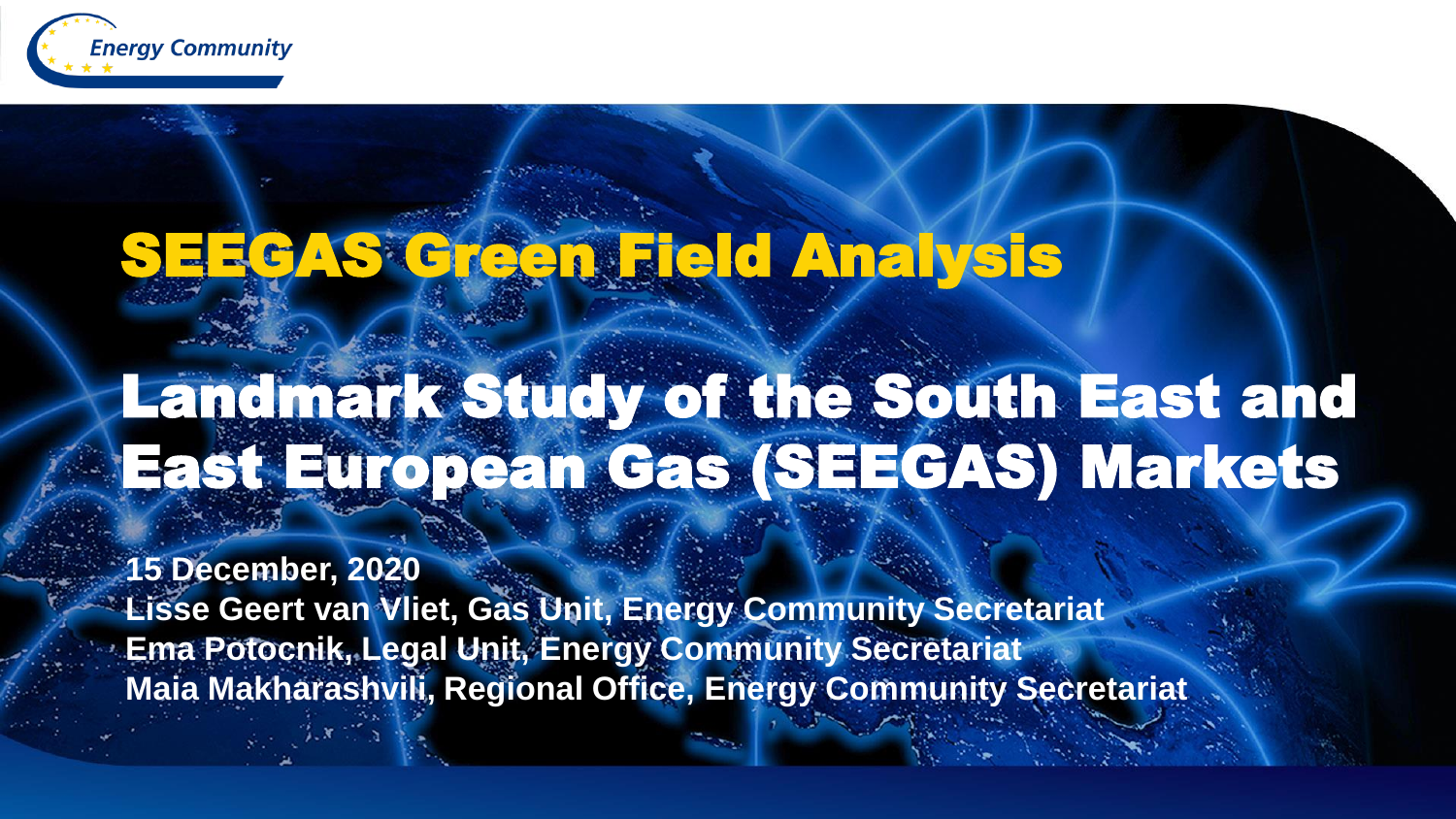Energy Community

# SEEGAS Green Field Analysis

# Landmark Study of the South East and East European Gas (SEEGAS) Markets

**15 December, 2020**
**Lisse Geert van Vliet, Gas Unit, Energy Community Secretariat**
**Ema Potocnik, Legal Unit, Energy Community Secretariat**
**Maia Makharashvili, Regional Office, Energy Community Secretariat**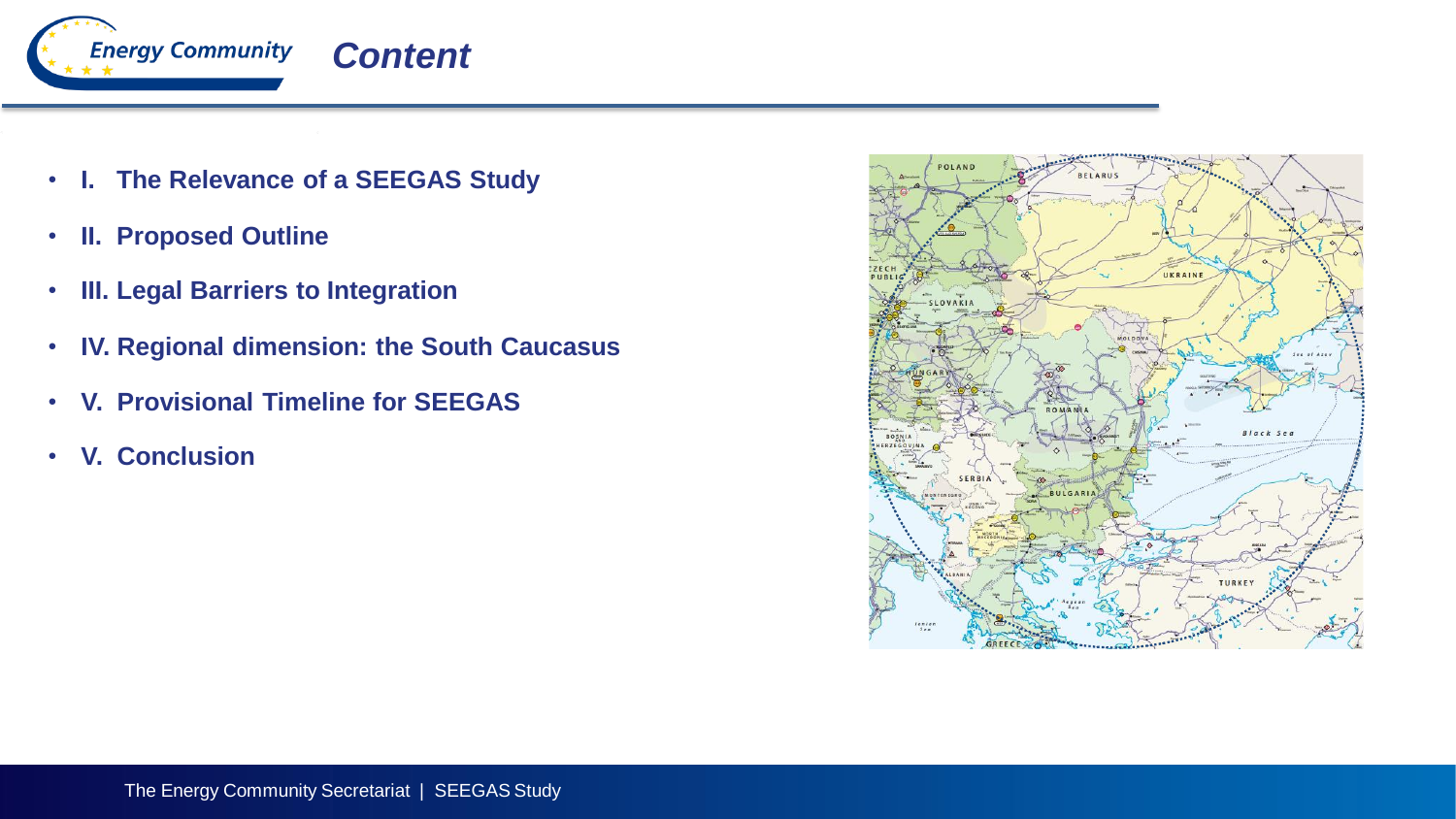# Content

- **I. The Relevance of a SEEGAS Study**
- **II. Proposed Outline**
- **III. Legal Barriers to Integration**
- **IV. Regional dimension: the South Caucasus**
- **V. Provisional Timeline for SEEGAS**
- **V. Conclusion**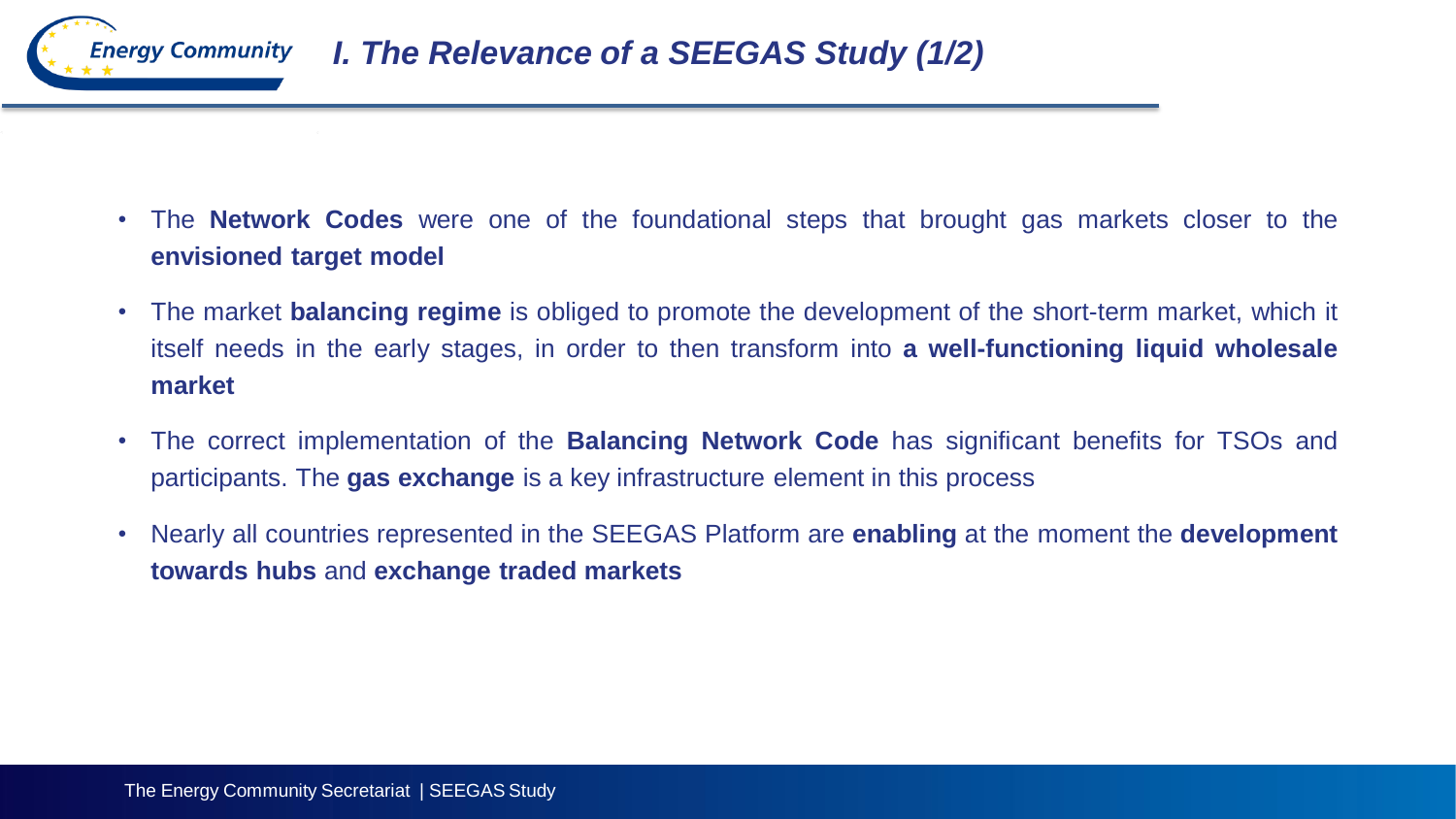# I. The Relevance of a SEEGAS Study (1/2)

- The **Network Codes** were one of the foundational steps that brought gas markets closer to the **envisioned target model**
- The market **balancing regime** is obliged to promote the development of the short-term market, which it itself needs in the early stages, in order to then transform into **a well-functioning liquid wholesale market**
- The correct implementation of the **Balancing Network Code** has significant benefits for TSOs and participants. The **gas exchange** is a key infrastructure element in this process
- Nearly all countries represented in the SEEGAS Platform are **enabling** at the moment the **development towards hubs** and **exchange traded markets**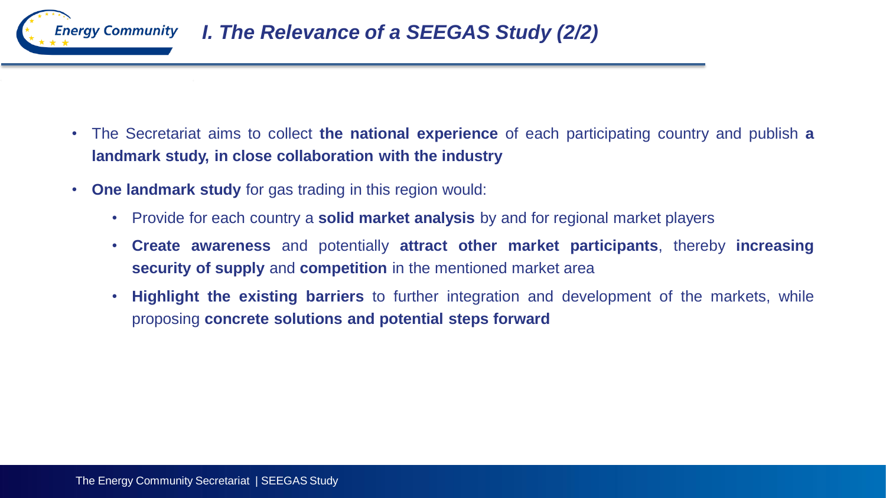# *I. The Relevance of a SEEGAS Study (2/2)*

- The Secretariat aims to collect **the national experience** of each participating country and publish **a landmark study, in close collaboration with the industry**
- **One landmark study** for gas trading in this region would:
  - Provide for each country a **solid market analysis** by and for regional market players
  - **Create awareness** and potentially **attract other market participants**, thereby **increasing security of supply** and **competition** in the mentioned market area
  - **Highlight the existing barriers** to further integration and development of the markets, while proposing **concrete solutions and potential steps forward**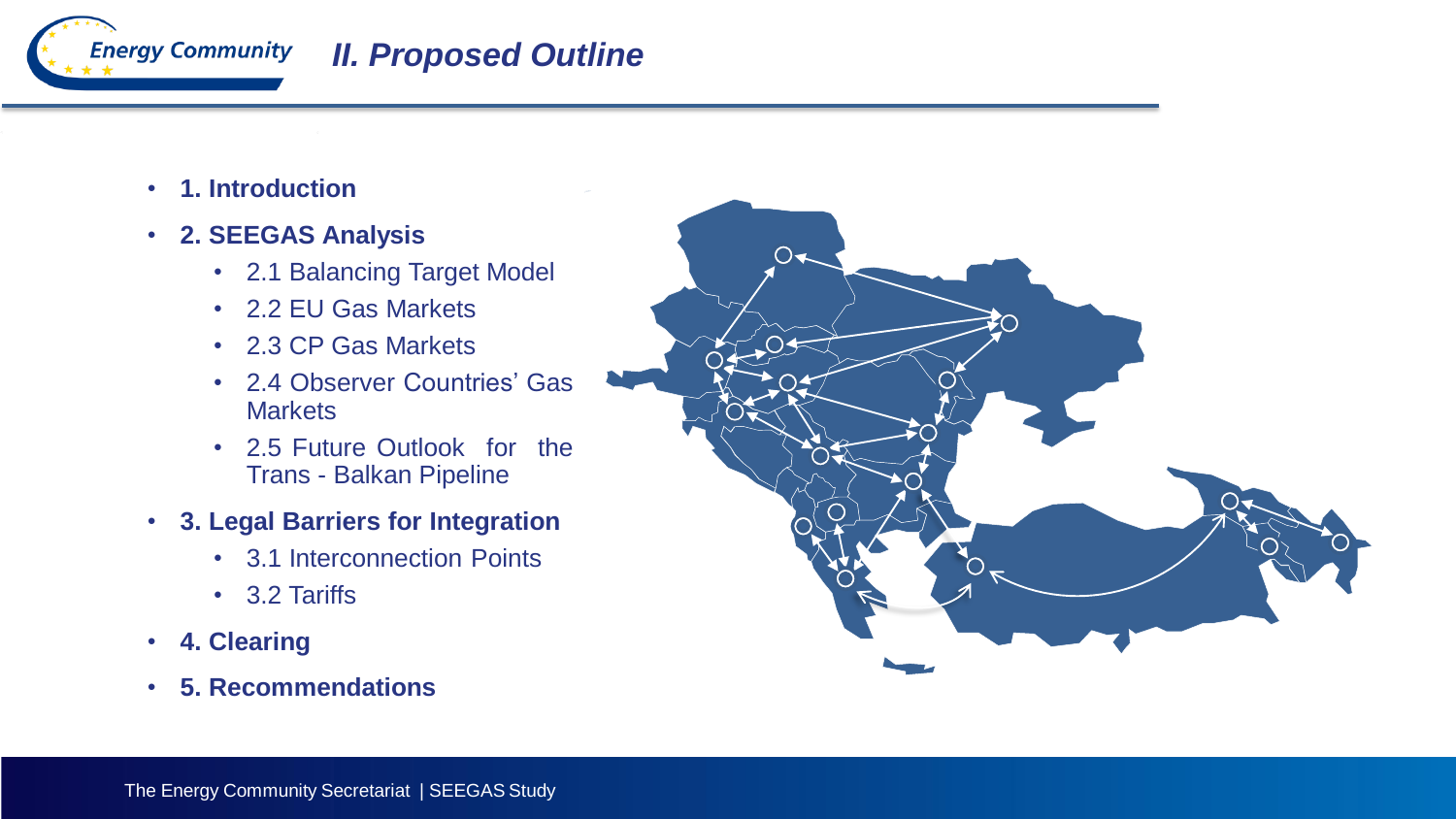# II. Proposed Outline

- **1. Introduction**
- **2. SEEGAS Analysis**
  - 2.1 Balancing Target Model
  - 2.2 EU Gas Markets
  - 2.3 CP Gas Markets
  - 2.4 Observer Countries' Gas Markets
  - 2.5 Future Outlook for the Trans - Balkan Pipeline
- **3. Legal Barriers for Integration**
  - 3.1 Interconnection Points
  - 3.2 Tariffs
- **4. Clearing**
- **5. Recommendations**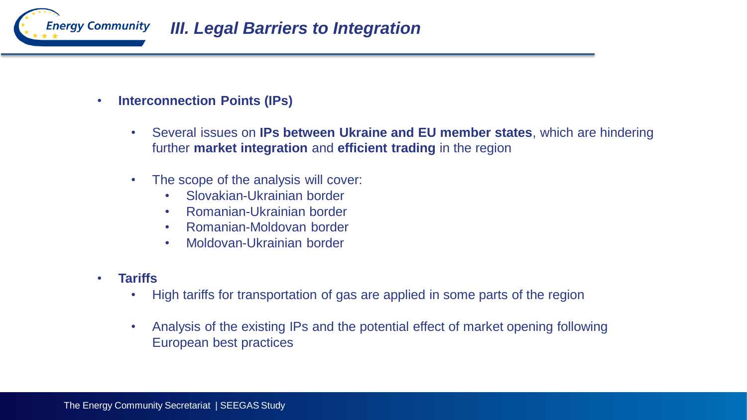# III. Legal Barriers to Integration

- **Interconnection Points (IPs)**
  - Several issues on **IPs between Ukraine and EU member states**, which are hindering further **market integration** and **efficient trading** in the region
  - The scope of the analysis will cover:
    - Slovakian-Ukrainian border
    - Romanian-Ukrainian border
    - Romanian-Moldovan border
    - Moldovan-Ukrainian border
- **Tariffs**
  - High tariffs for transportation of gas are applied in some parts of the region
  - Analysis of the existing IPs and the potential effect of market opening following European best practices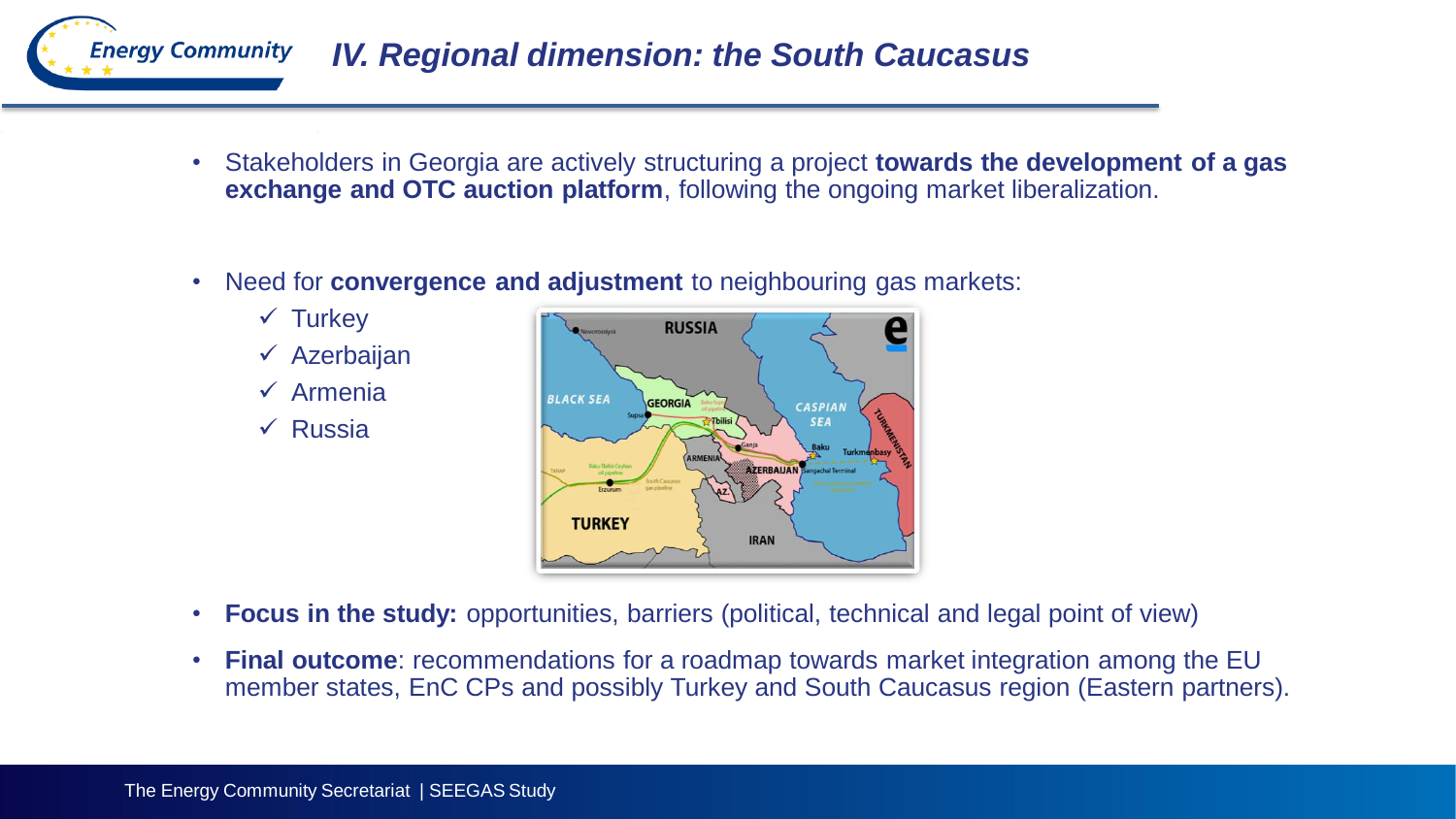# IV. Regional dimension: the South Caucasus

- Stakeholders in Georgia are actively structuring a project **towards the development of a gas exchange and OTC auction platform**, following the ongoing market liberalization.

- Need for **convergence and adjustment** to neighbouring gas markets:
  - ✓ Turkey
  - ✓ Azerbaijan
  - ✓ Armenia
  - ✓ Russia

- **Focus in the study:** opportunities, barriers (political, technical and legal point of view)

- **Final outcome**: recommendations for a roadmap towards market integration among the EU member states, EnC CPs and possibly Turkey and South Caucasus region (Eastern partners).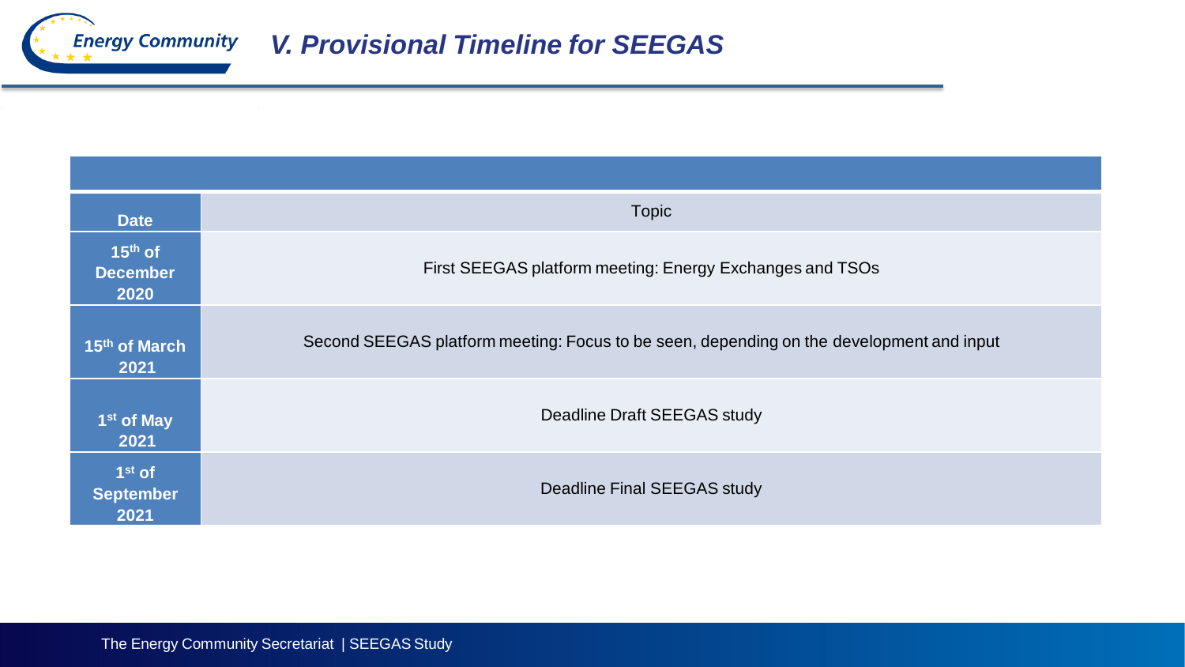# V. Provisional Timeline for SEEGAS

| Date | Topic |
| --- | --- |
| **15th of December 2020** | First SEEGAS platform meeting: Energy Exchanges and TSOs |
| **15th of March 2021** | Second SEEGAS platform meeting: Focus to be seen, depending on the development and input |
| **1st of May 2021** | Deadline Draft SEEGAS study |
| **1st of September 2021** | Deadline Final SEEGAS study |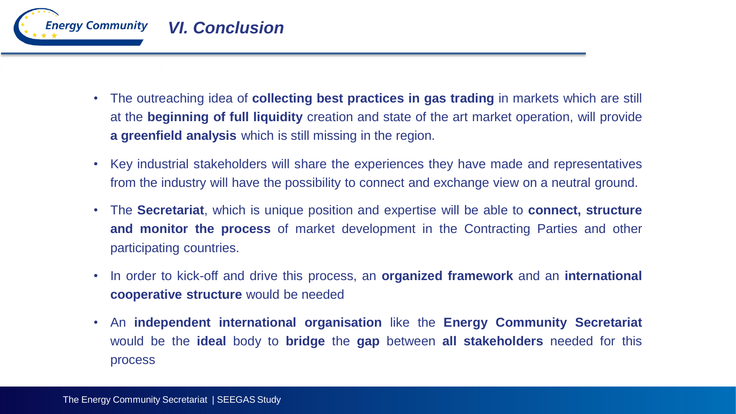# VI. Conclusion

- The outreaching idea of **collecting best practices in gas trading** in markets which are still at the **beginning of full liquidity** creation and state of the art market operation, will provide **a greenfield analysis** which is still missing in the region.
- Key industrial stakeholders will share the experiences they have made and representatives from the industry will have the possibility to connect and exchange view on a neutral ground.
- The **Secretariat**, which is unique position and expertise will be able to **connect, structure and monitor the process** of market development in the Contracting Parties and other participating countries.
- In order to kick-off and drive this process, an **organized framework** and an **international cooperative structure** would be needed
- An **independent international organisation** like the **Energy Community Secretariat** would be the **ideal** body to **bridge** the **gap** between **all stakeholders** needed for this process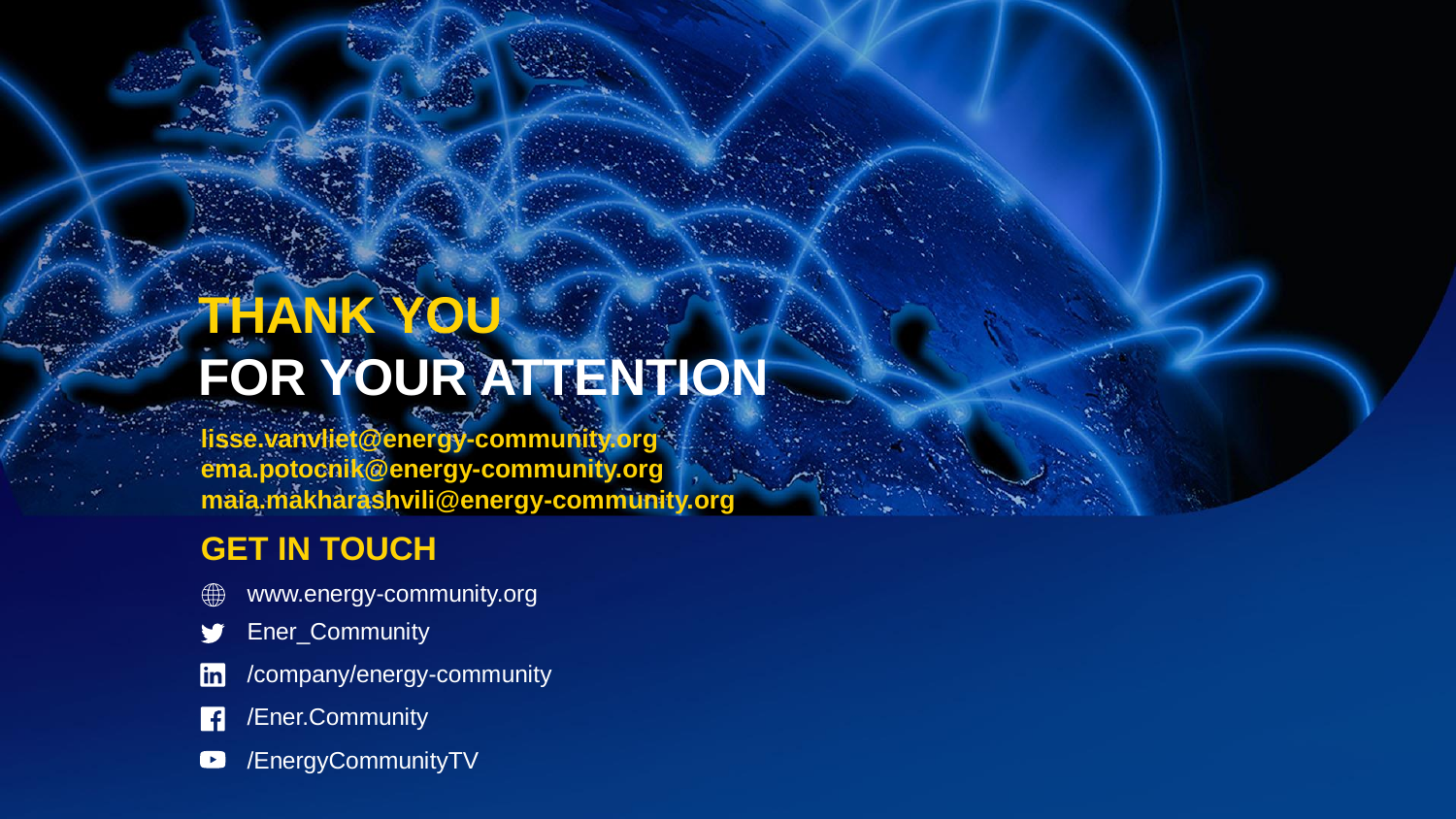# THANK YOU
# FOR YOUR ATTENTION

**lisse.vanvliet@energy-community.org**
**ema.potocnik@energy-community.org**
**maia.makharashvili@energy-community.org**

## GET IN TOUCH

- www.energy-community.org
- Ener_Community
- /company/energy-community
- /Ener.Community
- /EnergyCommunityTV